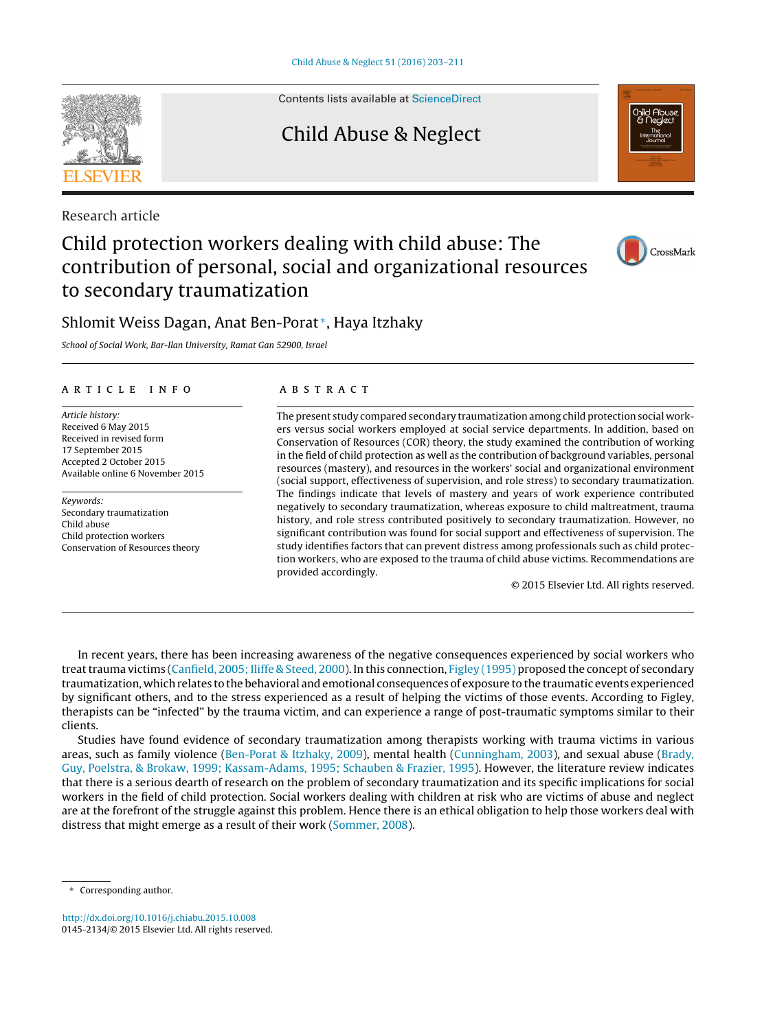Research article

# Child protection workers dealing with child abuse: The contribution of personal, social and organizational resources to secondary traumatization

Shlomit Weiss Dagan, Anat Ben-Porat*, Haya Itzhaky

*School of Social Work, Bar-Ilan University, Ramat Gan 52900, Israel*

## ARTICLE INFO

*Article history:*
Received 6 May 2015
Received in revised form
17 September 2015
Accepted 2 October 2015
Available online 6 November 2015

*Keywords:*
Secondary traumatization
Child abuse
Child protection workers
Conservation of Resources theory

## ABSTRACT

The present study compared secondary traumatization among child protection social workers versus social workers employed at social service departments. In addition, based on Conservation of Resources (COR) theory, the study examined the contribution of working in the field of child protection as well as the contribution of background variables, personal resources (mastery), and resources in the workers' social and organizational environment (social support, effectiveness of supervision, and role stress) to secondary traumatization. The findings indicate that levels of mastery and years of work experience contributed negatively to secondary traumatization, whereas exposure to child maltreatment, trauma history, and role stress contributed positively to secondary traumatization. However, no significant contribution was found for social support and effectiveness of supervision. The study identifies factors that can prevent distress among professionals such as child protection workers, who are exposed to the trauma of child abuse victims. Recommendations are provided accordingly.

© 2015 Elsevier Ltd. All rights reserved.

In recent years, there has been increasing awareness of the negative consequences experienced by social workers who treat trauma victims (Canfield, 2005; Iliffe & Steed, 2000). In this connection, Figley (1995) proposed the concept of secondary traumatization, which relates to the behavioral and emotional consequences of exposure to the traumatic events experienced by significant others, and to the stress experienced as a result of helping the victims of those events. According to Figley, therapists can be "infected" by the trauma victim, and can experience a range of post-traumatic symptoms similar to their clients.

Studies have found evidence of secondary traumatization among therapists working with trauma victims in various areas, such as family violence (Ben-Porat & Itzhaky, 2009), mental health (Cunningham, 2003), and sexual abuse (Brady, Guy, Poelstra, & Brokaw, 1999; Kassam-Adams, 1995; Schauben & Frazier, 1995). However, the literature review indicates that there is a serious dearth of research on the problem of secondary traumatization and its specific implications for social workers in the field of child protection. Social workers dealing with children at risk who are victims of abuse and neglect are at the forefront of the struggle against this problem. Hence there is an ethical obligation to help those workers deal with distress that might emerge as a result of their work (Sommer, 2008).

\* Corresponding author.

http://dx.doi.org/10.1016/j.chiabu.2015.10.008
0145-2134/© 2015 Elsevier Ltd. All rights reserved.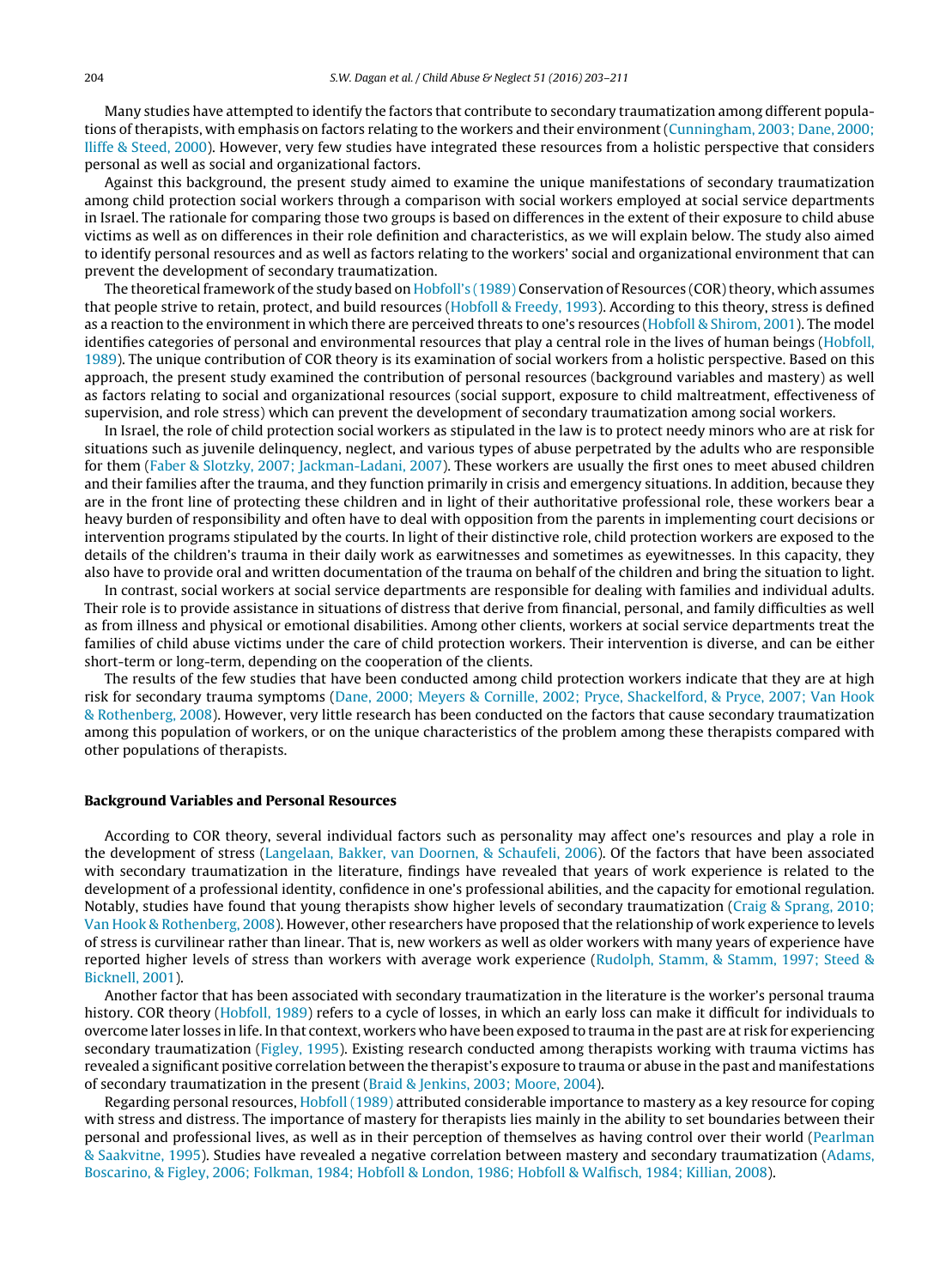Many studies have attempted to identify the factors that contribute to secondary traumatization among different populations of therapists, with emphasis on factors relating to the workers and their environment (Cunningham, 2003; Dane, 2000; Iliffe & Steed, 2000). However, very few studies have integrated these resources from a holistic perspective that considers personal as well as social and organizational factors.

Against this background, the present study aimed to examine the unique manifestations of secondary traumatization among child protection social workers through a comparison with social workers employed at social service departments in Israel. The rationale for comparing those two groups is based on differences in the extent of their exposure to child abuse victims as well as on differences in their role definition and characteristics, as we will explain below. The study also aimed to identify personal resources and as well as factors relating to the workers' social and organizational environment that can prevent the development of secondary traumatization.

The theoretical framework of the study based on Hobfoll's (1989) Conservation of Resources (COR) theory, which assumes that people strive to retain, protect, and build resources (Hobfoll & Freedy, 1993). According to this theory, stress is defined as a reaction to the environment in which there are perceived threats to one's resources (Hobfoll & Shirom, 2001). The model identifies categories of personal and environmental resources that play a central role in the lives of human beings (Hobfoll, 1989). The unique contribution of COR theory is its examination of social workers from a holistic perspective. Based on this approach, the present study examined the contribution of personal resources (background variables and mastery) as well as factors relating to social and organizational resources (social support, exposure to child maltreatment, effectiveness of supervision, and role stress) which can prevent the development of secondary traumatization among social workers.

In Israel, the role of child protection social workers as stipulated in the law is to protect needy minors who are at risk for situations such as juvenile delinquency, neglect, and various types of abuse perpetrated by the adults who are responsible for them (Faber & Slotzky, 2007; Jackman-Ladani, 2007). These workers are usually the first ones to meet abused children and their families after the trauma, and they function primarily in crisis and emergency situations. In addition, because they are in the front line of protecting these children and in light of their authoritative professional role, these workers bear a heavy burden of responsibility and often have to deal with opposition from the parents in implementing court decisions or intervention programs stipulated by the courts. In light of their distinctive role, child protection workers are exposed to the details of the children's trauma in their daily work as earwitnesses and sometimes as eyewitnesses. In this capacity, they also have to provide oral and written documentation of the trauma on behalf of the children and bring the situation to light.

In contrast, social workers at social service departments are responsible for dealing with families and individual adults. Their role is to provide assistance in situations of distress that derive from financial, personal, and family difficulties as well as from illness and physical or emotional disabilities. Among other clients, workers at social service departments treat the families of child abuse victims under the care of child protection workers. Their intervention is diverse, and can be either short-term or long-term, depending on the cooperation of the clients.

The results of the few studies that have been conducted among child protection workers indicate that they are at high risk for secondary trauma symptoms (Dane, 2000; Meyers & Cornille, 2002; Pryce, Shackelford, & Pryce, 2007; Van Hook & Rothenberg, 2008). However, very little research has been conducted on the factors that cause secondary traumatization among this population of workers, or on the unique characteristics of the problem among these therapists compared with other populations of therapists.

## Background Variables and Personal Resources

According to COR theory, several individual factors such as personality may affect one's resources and play a role in the development of stress (Langelaan, Bakker, van Doornen, & Schaufeli, 2006). Of the factors that have been associated with secondary traumatization in the literature, findings have revealed that years of work experience is related to the development of a professional identity, confidence in one's professional abilities, and the capacity for emotional regulation. Notably, studies have found that young therapists show higher levels of secondary traumatization (Craig & Sprang, 2010; Van Hook & Rothenberg, 2008). However, other researchers have proposed that the relationship of work experience to levels of stress is curvilinear rather than linear. That is, new workers as well as older workers with many years of experience have reported higher levels of stress than workers with average work experience (Rudolph, Stamm, & Stamm, 1997; Steed & Bicknell, 2001).

Another factor that has been associated with secondary traumatization in the literature is the worker's personal trauma history. COR theory (Hobfoll, 1989) refers to a cycle of losses, in which an early loss can make it difficult for individuals to overcome later losses in life. In that context, workers who have been exposed to trauma in the past are at risk for experiencing secondary traumatization (Figley, 1995). Existing research conducted among therapists working with trauma victims has revealed a significant positive correlation between the therapist's exposure to trauma or abuse in the past and manifestations of secondary traumatization in the present (Braid & Jenkins, 2003; Moore, 2004).

Regarding personal resources, Hobfoll (1989) attributed considerable importance to mastery as a key resource for coping with stress and distress. The importance of mastery for therapists lies mainly in the ability to set boundaries between their personal and professional lives, as well as in their perception of themselves as having control over their world (Pearlman & Saakvitne, 1995). Studies have revealed a negative correlation between mastery and secondary traumatization (Adams, Boscarino, & Figley, 2006; Folkman, 1984; Hobfoll & London, 1986; Hobfoll & Walfisch, 1984; Killian, 2008).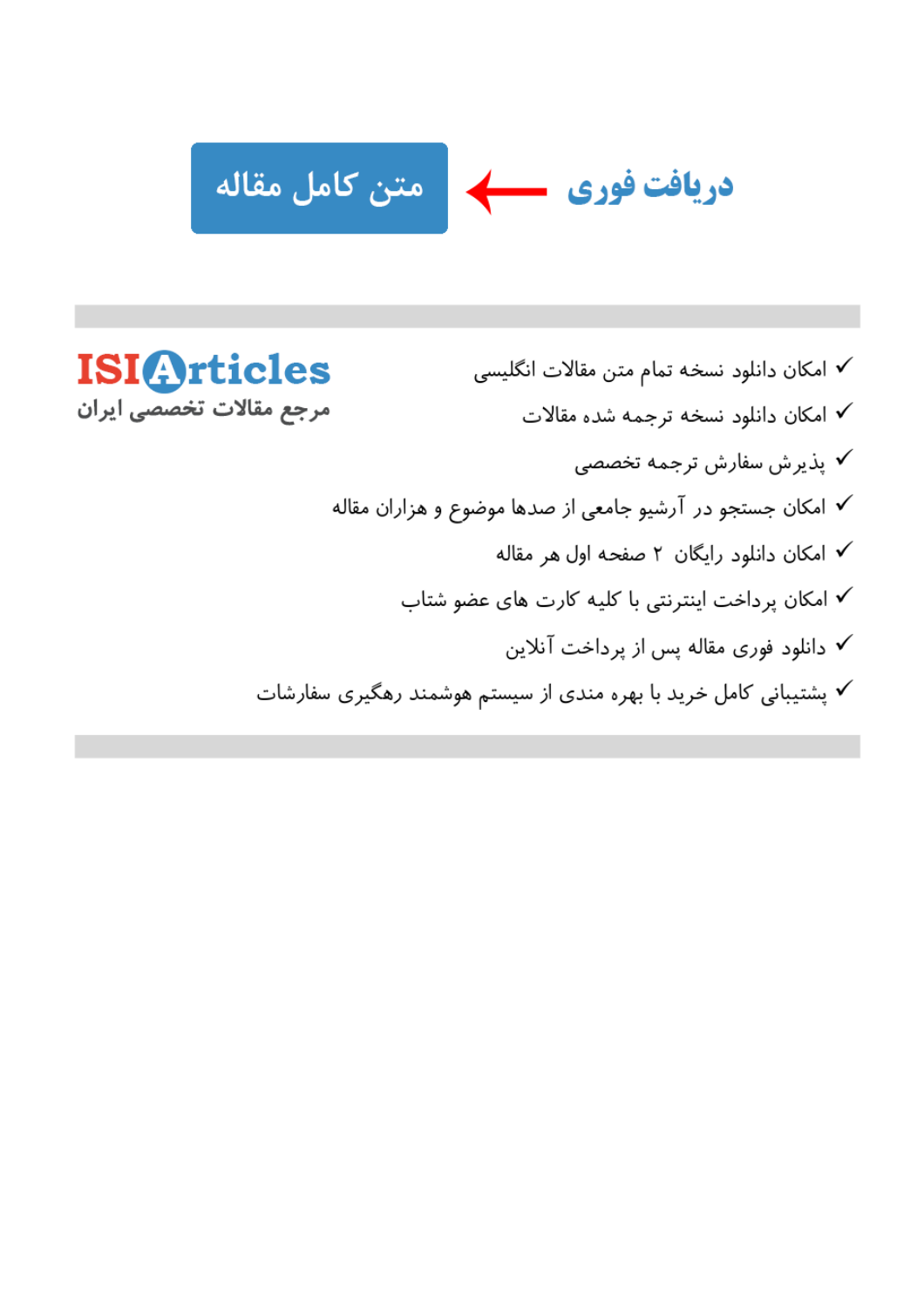دریافت فوری ← متن کامل مقاله

**ISIArticles**
مرجع مقالات تخصصی ایران

- ✓ امکان دانلود نسخه تمام متن مقالات انگلیسی
- ✓ امکان دانلود نسخه ترجمه شده مقالات
- ✓ پذیرش سفارش ترجمه تخصصی
- ✓ امکان جستجو در آرشیو جامعی از صدها موضوع و هزاران مقاله
- ✓ امکان دانلود رایگان ۲ صفحه اول هر مقاله
- ✓ امکان پرداخت اینترنتی با کلیه کارت های عضو شتاب
- ✓ دانلود فوری مقاله پس از پرداخت آنلاین
- ✓ پشتیبانی کامل خرید با بهره مندی از سیستم هوشمند رهگیری سفارشات